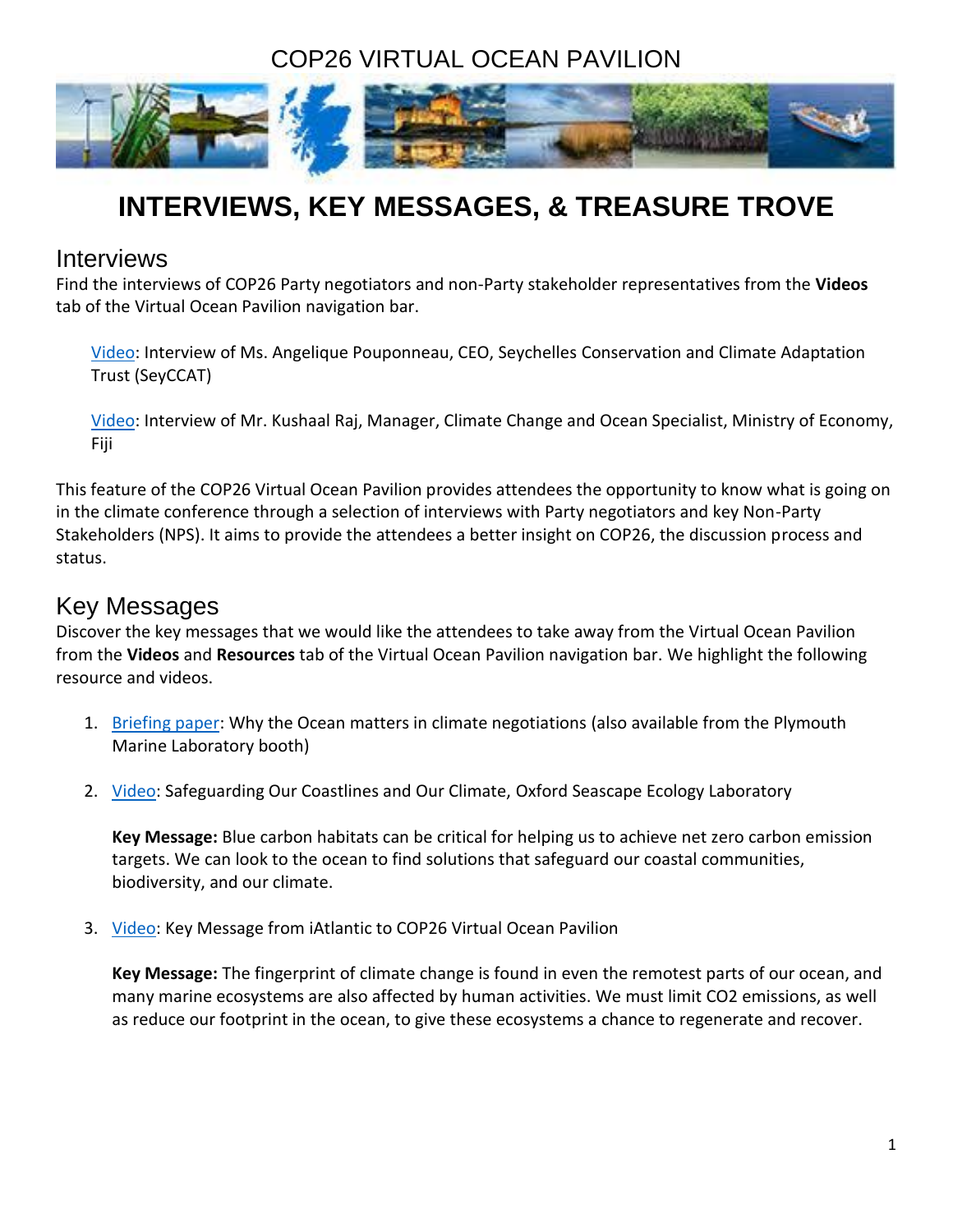# COP26 VIRTUAL OCEAN PAVILION

# INTERVIEWS, KEY MESSAGES, & TREASURE TROVE

## Interviews

Find the interviews of COP26 Party negotiators and non-Party stakeholder representatives from the **Videos** tab of the Virtual Ocean Pavilion navigation bar.

Video: Interview of Ms. Angelique Pouponneau, CEO, Seychelles Conservation and Climate Adaptation Trust (SeyCCAT)

Video: Interview of Mr. Kushaal Raj, Manager, Climate Change and Ocean Specialist, Ministry of Economy, Fiji

This feature of the COP26 Virtual Ocean Pavilion provides attendees the opportunity to know what is going on in the climate conference through a selection of interviews with Party negotiators and key Non-Party Stakeholders (NPS). It aims to provide the attendees a better insight on COP26, the discussion process and status.

## Key Messages

Discover the key messages that we would like the attendees to take away from the Virtual Ocean Pavilion from the **Videos** and **Resources** tab of the Virtual Ocean Pavilion navigation bar. We highlight the following resource and videos.

1. Briefing paper: Why the Ocean matters in climate negotiations (also available from the Plymouth Marine Laboratory booth)

2. Video: Safeguarding Our Coastlines and Our Climate, Oxford Seascape Ecology Laboratory

   **Key Message:** Blue carbon habitats can be critical for helping us to achieve net zero carbon emission targets. We can look to the ocean to find solutions that safeguard our coastal communities, biodiversity, and our climate.

3. Video: Key Message from iAtlantic to COP26 Virtual Ocean Pavilion

   **Key Message:** The fingerprint of climate change is found in even the remotest parts of our ocean, and many marine ecosystems are also affected by human activities. We must limit $CO_2$ emissions, as well as reduce our footprint in the ocean, to give these ecosystems a chance to regenerate and recover.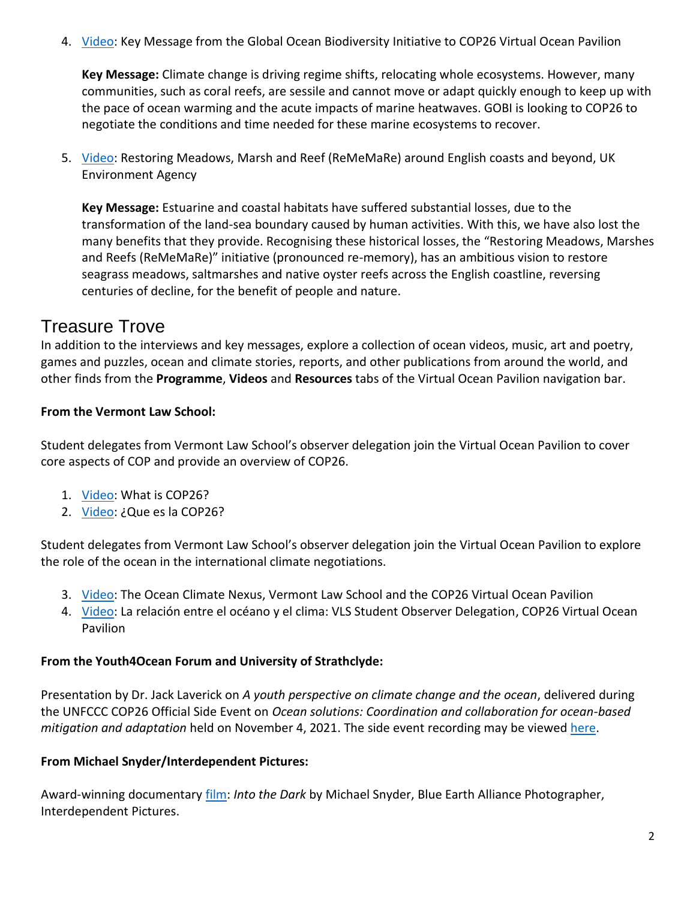4. Video: Key Message from the Global Ocean Biodiversity Initiative to COP26 Virtual Ocean Pavilion

   **Key Message:** Climate change is driving regime shifts, relocating whole ecosystems. However, many communities, such as coral reefs, are sessile and cannot move or adapt quickly enough to keep up with the pace of ocean warming and the acute impacts of marine heatwaves. GOBI is looking to COP26 to negotiate the conditions and time needed for these marine ecosystems to recover.

5. Video: Restoring Meadows, Marsh and Reef (ReMeMaRe) around English coasts and beyond, UK Environment Agency

   **Key Message:** Estuarine and coastal habitats have suffered substantial losses, due to the transformation of the land-sea boundary caused by human activities. With this, we have also lost the many benefits that they provide. Recognising these historical losses, the "Restoring Meadows, Marshes and Reefs (ReMeMaRe)" initiative (pronounced re-memory), has an ambitious vision to restore seagrass meadows, saltmarshes and native oyster reefs across the English coastline, reversing centuries of decline, for the benefit of people and nature.

## Treasure Trove

In addition to the interviews and key messages, explore a collection of ocean videos, music, art and poetry, games and puzzles, ocean and climate stories, reports, and other publications from around the world, and other finds from the **Programme**, **Videos** and **Resources** tabs of the Virtual Ocean Pavilion navigation bar.

**From the Vermont Law School:**

Student delegates from Vermont Law School's observer delegation join the Virtual Ocean Pavilion to cover core aspects of COP and provide an overview of COP26.

1. Video: What is COP26?
2. Video: ¿Que es la COP26?

Student delegates from Vermont Law School's observer delegation join the Virtual Ocean Pavilion to explore the role of the ocean in the international climate negotiations.

3. Video: The Ocean Climate Nexus, Vermont Law School and the COP26 Virtual Ocean Pavilion
4. Video: La relación entre el océano y el clima: VLS Student Observer Delegation, COP26 Virtual Ocean Pavilion

**From the Youth4Ocean Forum and University of Strathclyde:**

Presentation by Dr. Jack Laverick on *A youth perspective on climate change and the ocean*, delivered during the UNFCCC COP26 Official Side Event on *Ocean solutions: Coordination and collaboration for ocean-based mitigation and adaptation* held on November 4, 2021. The side event recording may be viewed here.

**From Michael Snyder/Interdependent Pictures:**

Award-winning documentary film: *Into the Dark* by Michael Snyder, Blue Earth Alliance Photographer, Interdependent Pictures.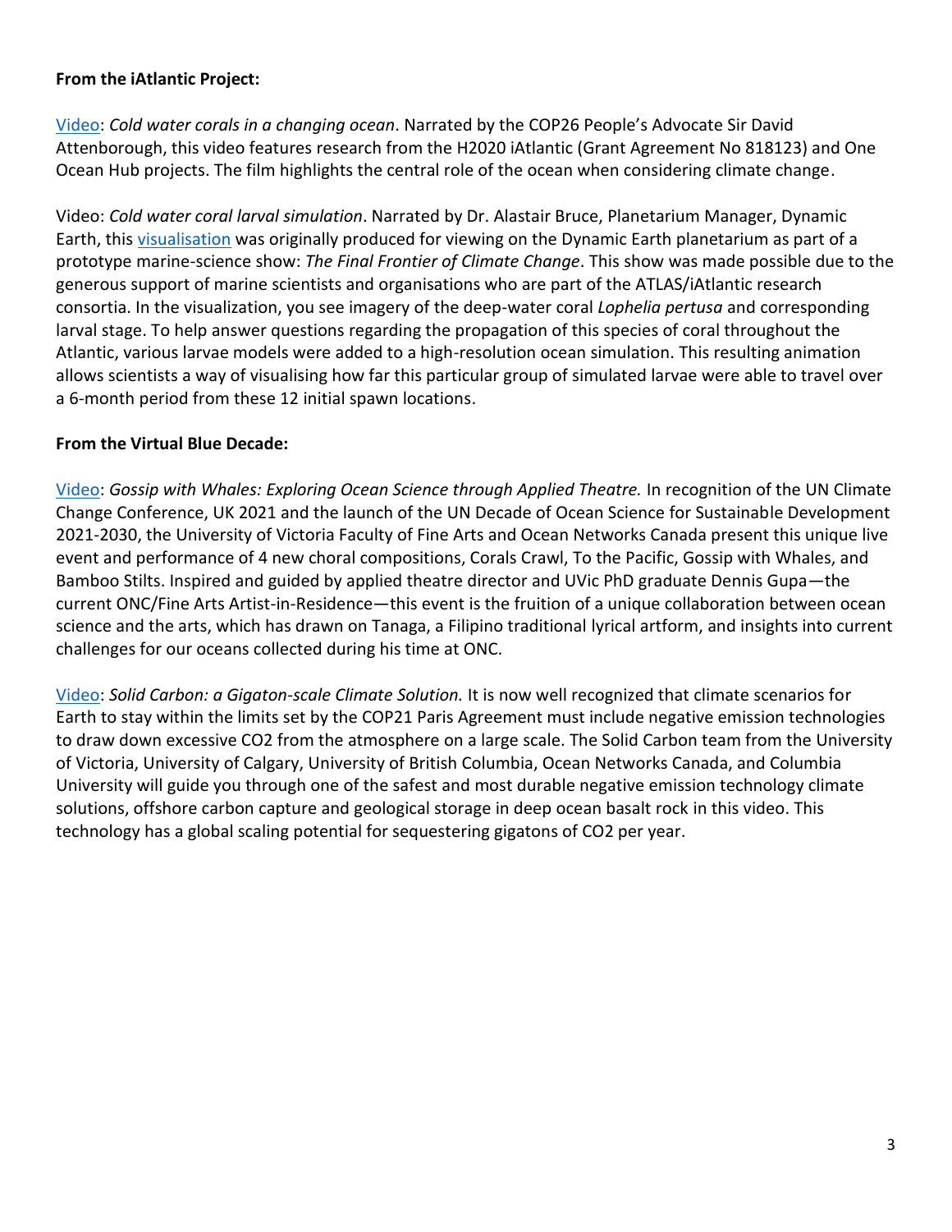**From the iAtlantic Project:**

Video: *Cold water corals in a changing ocean*. Narrated by the COP26 People's Advocate Sir David Attenborough, this video features research from the H2020 iAtlantic (Grant Agreement No 818123) and One Ocean Hub projects. The film highlights the central role of the ocean when considering climate change.

Video: *Cold water coral larval simulation*. Narrated by Dr. Alastair Bruce, Planetarium Manager, Dynamic Earth, this visualisation was originally produced for viewing on the Dynamic Earth planetarium as part of a prototype marine-science show: *The Final Frontier of Climate Change*. This show was made possible due to the generous support of marine scientists and organisations who are part of the ATLAS/iAtlantic research consortia. In the visualization, you see imagery of the deep-water coral *Lophelia pertusa* and corresponding larval stage. To help answer questions regarding the propagation of this species of coral throughout the Atlantic, various larvae models were added to a high-resolution ocean simulation. This resulting animation allows scientists a way of visualising how far this particular group of simulated larvae were able to travel over a 6-month period from these 12 initial spawn locations.

**From the Virtual Blue Decade:**

Video: *Gossip with Whales: Exploring Ocean Science through Applied Theatre.* In recognition of the UN Climate Change Conference, UK 2021 and the launch of the UN Decade of Ocean Science for Sustainable Development 2021-2030, the University of Victoria Faculty of Fine Arts and Ocean Networks Canada present this unique live event and performance of 4 new choral compositions, Corals Crawl, To the Pacific, Gossip with Whales, and Bamboo Stilts. Inspired and guided by applied theatre director and UVic PhD graduate Dennis Gupa—the current ONC/Fine Arts Artist-in-Residence—this event is the fruition of a unique collaboration between ocean science and the arts, which has drawn on Tanaga, a Filipino traditional lyrical artform, and insights into current challenges for our oceans collected during his time at ONC.

Video: *Solid Carbon: a Gigaton-scale Climate Solution.* It is now well recognized that climate scenarios for Earth to stay within the limits set by the COP21 Paris Agreement must include negative emission technologies to draw down excessive $CO_2$ from the atmosphere on a large scale. The Solid Carbon team from the University of Victoria, University of Calgary, University of British Columbia, Ocean Networks Canada, and Columbia University will guide you through one of the safest and most durable negative emission technology climate solutions, offshore carbon capture and geological storage in deep ocean basalt rock in this video. This technology has a global scaling potential for sequestering gigatons of $CO_2$ per year.